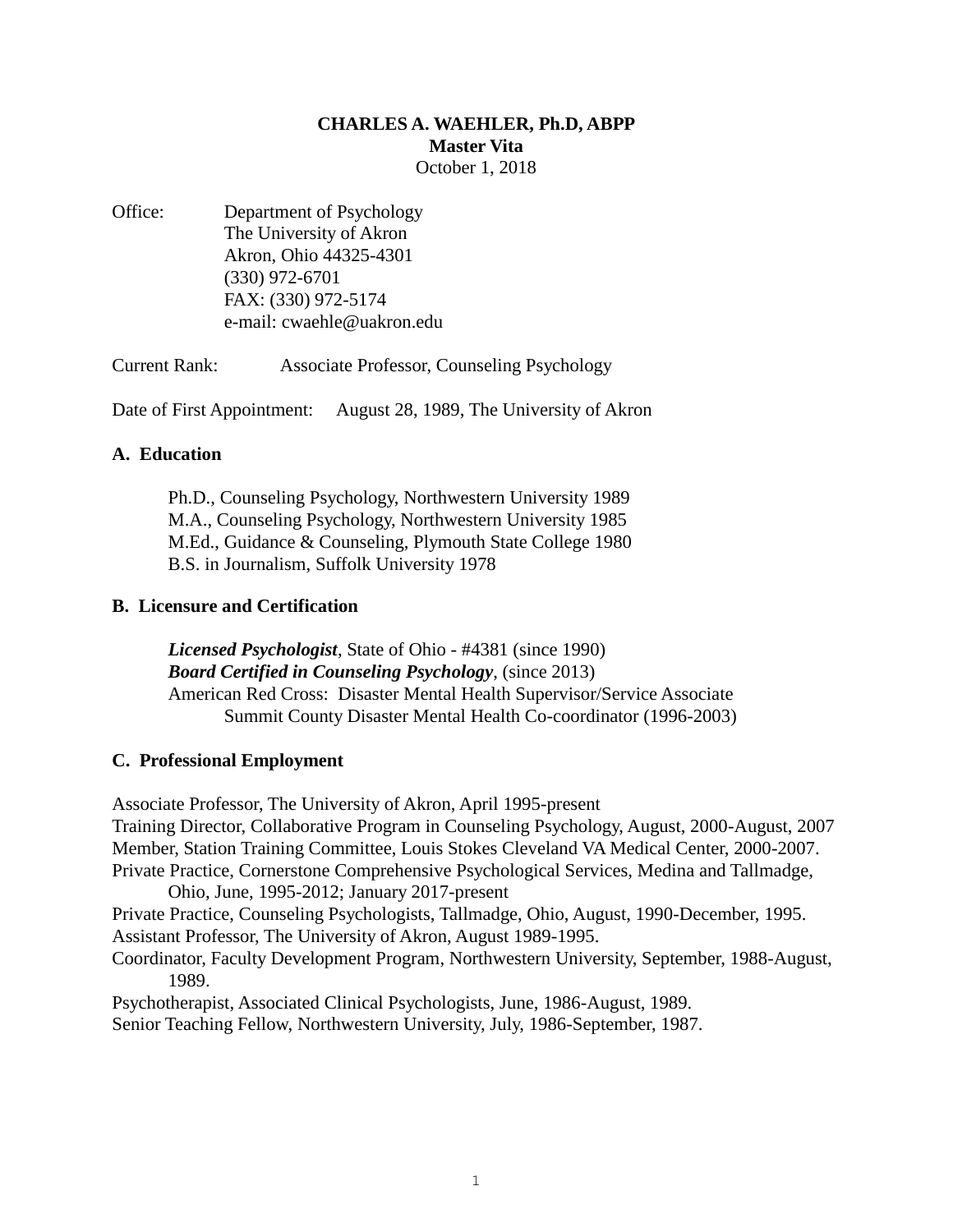**CHARLES A. WAEHLER, Ph.D, ABPP**
**Master Vita**
October 1, 2018

Office: Department of Psychology
The University of Akron
Akron, Ohio 44325-4301
(330) 972-6701
FAX: (330) 972-5174
e-mail: cwaehle@uakron.edu

Current Rank: Associate Professor, Counseling Psychology

Date of First Appointment: August 28, 1989, The University of Akron

## A. Education

Ph.D., Counseling Psychology, Northwestern University 1989
M.A., Counseling Psychology, Northwestern University 1985
M.Ed., Guidance & Counseling, Plymouth State College 1980
B.S. in Journalism, Suffolk University 1978

## B. Licensure and Certification

***Licensed Psychologist***, State of Ohio - #4381 (since 1990)
***Board Certified in Counseling Psychology***, (since 2013)
American Red Cross: Disaster Mental Health Supervisor/Service Associate
Summit County Disaster Mental Health Co-coordinator (1996-2003)

## C. Professional Employment

Associate Professor, The University of Akron, April 1995-present
Training Director, Collaborative Program in Counseling Psychology, August, 2000-August, 2007
Member, Station Training Committee, Louis Stokes Cleveland VA Medical Center, 2000-2007.
Private Practice, Cornerstone Comprehensive Psychological Services, Medina and Tallmadge, Ohio, June, 1995-2012; January 2017-present
Private Practice, Counseling Psychologists, Tallmadge, Ohio, August, 1990-December, 1995.
Assistant Professor, The University of Akron, August 1989-1995.
Coordinator, Faculty Development Program, Northwestern University, September, 1988-August, 1989.
Psychotherapist, Associated Clinical Psychologists, June, 1986-August, 1989.
Senior Teaching Fellow, Northwestern University, July, 1986-September, 1987.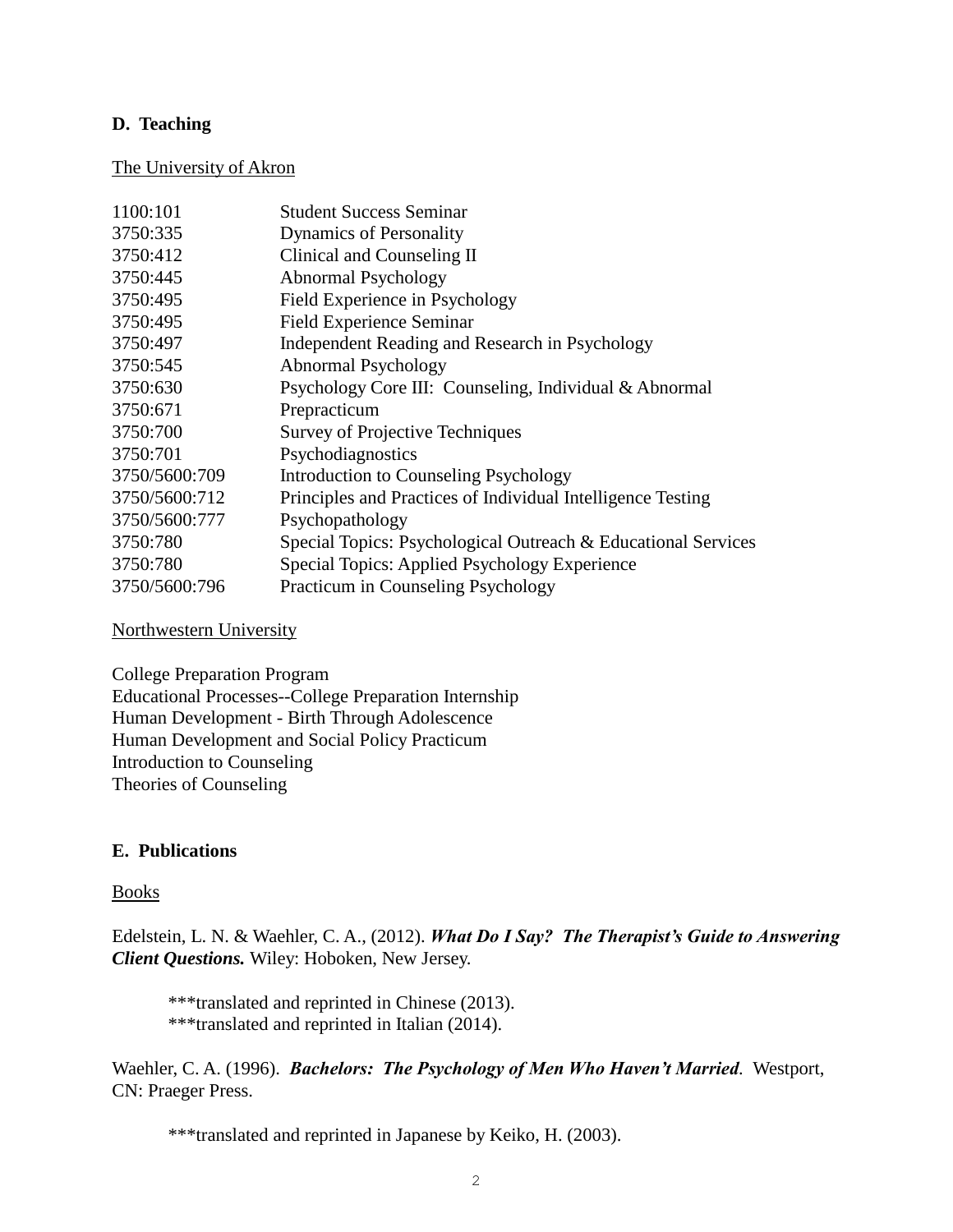## D. Teaching

The University of Akron

| | |
|---|---|
| 1100:101 | Student Success Seminar |
| 3750:335 | Dynamics of Personality |
| 3750:412 | Clinical and Counseling II |
| 3750:445 | Abnormal Psychology |
| 3750:495 | Field Experience in Psychology |
| 3750:495 | Field Experience Seminar |
| 3750:497 | Independent Reading and Research in Psychology |
| 3750:545 | Abnormal Psychology |
| 3750:630 | Psychology Core III: Counseling, Individual & Abnormal |
| 3750:671 | Prepracticum |
| 3750:700 | Survey of Projective Techniques |
| 3750:701 | Psychodiagnostics |
| 3750/5600:709 | Introduction to Counseling Psychology |
| 3750/5600:712 | Principles and Practices of Individual Intelligence Testing |
| 3750/5600:777 | Psychopathology |
| 3750:780 | Special Topics: Psychological Outreach & Educational Services |
| 3750:780 | Special Topics: Applied Psychology Experience |
| 3750/5600:796 | Practicum in Counseling Psychology |

Northwestern University

College Preparation Program
Educational Processes--College Preparation Internship
Human Development - Birth Through Adolescence
Human Development and Social Policy Practicum
Introduction to Counseling
Theories of Counseling

## E. Publications

Books

Edelstein, L. N. & Waehler, C. A., (2012). ***What Do I Say? The Therapist's Guide to Answering Client Questions.*** Wiley: Hoboken, New Jersey.

> ***translated and reprinted in Chinese (2013).
> ***translated and reprinted in Italian (2014).

Waehler, C. A. (1996). ***Bachelors: The Psychology of Men Who Haven't Married.*** Westport, CN: Praeger Press.

> ***translated and reprinted in Japanese by Keiko, H. (2003).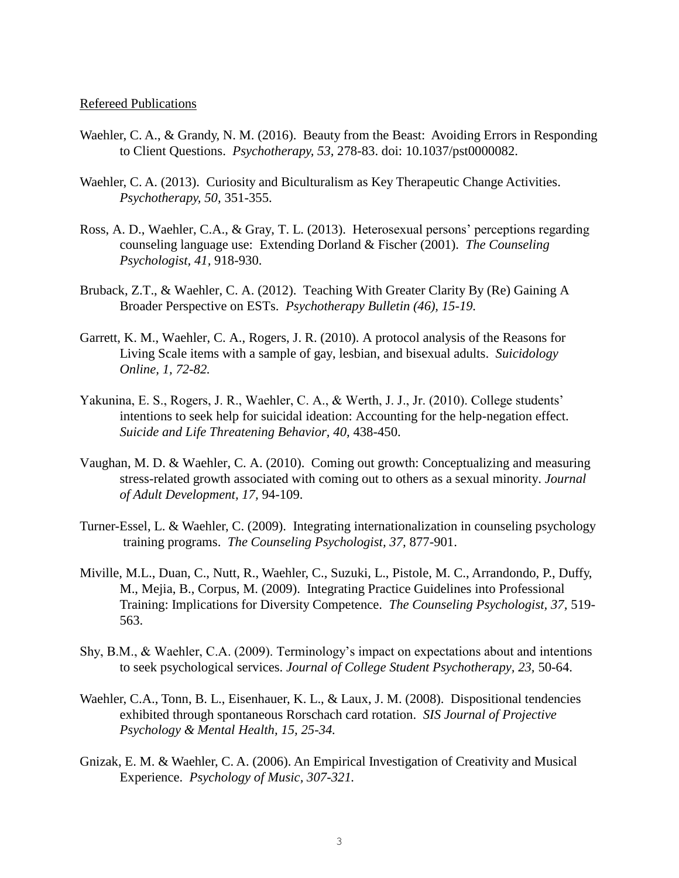Refereed Publications

Waehler, C. A., & Grandy, N. M. (2016). Beauty from the Beast: Avoiding Errors in Responding to Client Questions. *Psychotherapy, 53,* 278-83. doi: 10.1037/pst0000082.

Waehler, C. A. (2013). Curiosity and Biculturalism as Key Therapeutic Change Activities. *Psychotherapy, 50,* 351-355.

Ross, A. D., Waehler, C.A., & Gray, T. L. (2013). Heterosexual persons' perceptions regarding counseling language use: Extending Dorland & Fischer (2001). *The Counseling Psychologist, 41,* 918-930.

Bruback, Z.T., & Waehler, C. A. (2012). Teaching With Greater Clarity By (Re) Gaining A Broader Perspective on ESTs. *Psychotherapy Bulletin (46), 15-19.*

Garrett, K. M., Waehler, C. A., Rogers, J. R. (2010). A protocol analysis of the Reasons for Living Scale items with a sample of gay, lesbian, and bisexual adults. *Suicidology Online, 1, 72-82.*

Yakunina, E. S., Rogers, J. R., Waehler, C. A., & Werth, J. J., Jr. (2010). College students' intentions to seek help for suicidal ideation: Accounting for the help-negation effect. *Suicide and Life Threatening Behavior, 40,* 438-450.

Vaughan, M. D. & Waehler, C. A. (2010). Coming out growth: Conceptualizing and measuring stress-related growth associated with coming out to others as a sexual minority. *Journal of Adult Development, 17,* 94-109.

Turner-Essel, L. & Waehler, C. (2009). Integrating internationalization in counseling psychology training programs. *The Counseling Psychologist, 37,* 877-901.

Miville, M.L., Duan, C., Nutt, R., Waehler, C., Suzuki, L., Pistole, M. C., Arrandondo, P., Duffy, M., Mejia, B., Corpus, M. (2009). Integrating Practice Guidelines into Professional Training: Implications for Diversity Competence. *The Counseling Psychologist, 37,* 519-563.

Shy, B.M., & Waehler, C.A. (2009). Terminology's impact on expectations about and intentions to seek psychological services. *Journal of College Student Psychotherapy, 23,* 50-64.

Waehler, C.A., Tonn, B. L., Eisenhauer, K. L., & Laux, J. M. (2008). Dispositional tendencies exhibited through spontaneous Rorschach card rotation. *SIS Journal of Projective Psychology & Mental Health, 15, 25-34.*

Gnizak, E. M. & Waehler, C. A. (2006). An Empirical Investigation of Creativity and Musical Experience. *Psychology of Music, 307-321.*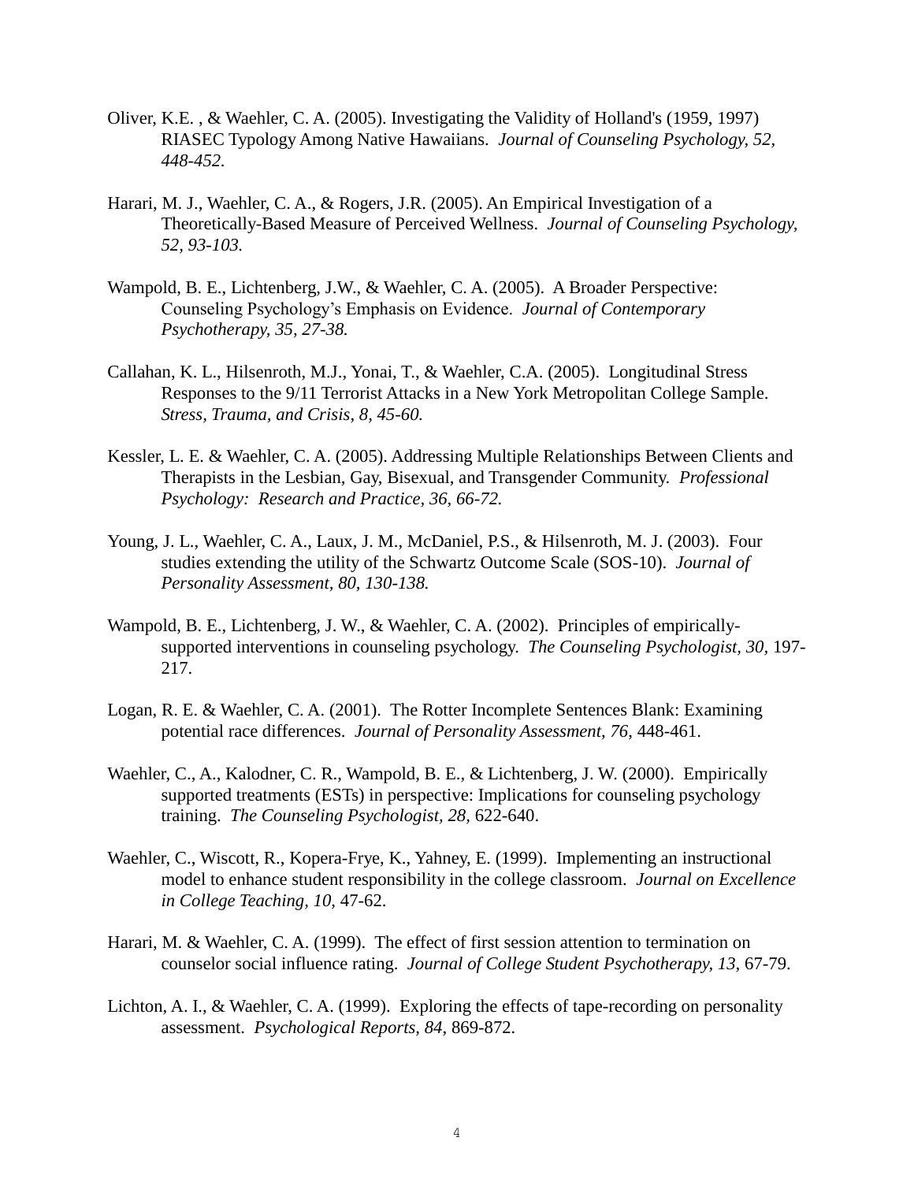Oliver, K.E. , & Waehler, C. A. (2005). Investigating the Validity of Holland's (1959, 1997) RIASEC Typology Among Native Hawaiians. *Journal of Counseling Psychology, 52, 448-452.*

Harari, M. J., Waehler, C. A., & Rogers, J.R. (2005). An Empirical Investigation of a Theoretically-Based Measure of Perceived Wellness. *Journal of Counseling Psychology, 52, 93-103.*

Wampold, B. E., Lichtenberg, J.W., & Waehler, C. A. (2005). A Broader Perspective: Counseling Psychology's Emphasis on Evidence. *Journal of Contemporary Psychotherapy, 35, 27-38.*

Callahan, K. L., Hilsenroth, M.J., Yonai, T., & Waehler, C.A. (2005). Longitudinal Stress Responses to the 9/11 Terrorist Attacks in a New York Metropolitan College Sample. *Stress, Trauma, and Crisis, 8, 45-60.*

Kessler, L. E. & Waehler, C. A. (2005). Addressing Multiple Relationships Between Clients and Therapists in the Lesbian, Gay, Bisexual, and Transgender Community. *Professional Psychology: Research and Practice, 36, 66-72.*

Young, J. L., Waehler, C. A., Laux, J. M., McDaniel, P.S., & Hilsenroth, M. J. (2003). Four studies extending the utility of the Schwartz Outcome Scale (SOS-10). *Journal of Personality Assessment, 80, 130-138.*

Wampold, B. E., Lichtenberg, J. W., & Waehler, C. A. (2002). Principles of empirically-supported interventions in counseling psychology. *The Counseling Psychologist, 30,* 197-217.

Logan, R. E. & Waehler, C. A. (2001). The Rotter Incomplete Sentences Blank: Examining potential race differences. *Journal of Personality Assessment, 76*, 448-461.

Waehler, C., A., Kalodner, C. R., Wampold, B. E., & Lichtenberg, J. W. (2000). Empirically supported treatments (ESTs) in perspective: Implications for counseling psychology training. *The Counseling Psychologist, 28,* 622-640.

Waehler, C., Wiscott, R., Kopera-Frye, K., Yahney, E. (1999). Implementing an instructional model to enhance student responsibility in the college classroom. *Journal on Excellence in College Teaching, 10,* 47-62.

Harari, M. & Waehler, C. A. (1999). The effect of first session attention to termination on counselor social influence rating. *Journal of College Student Psychotherapy, 13,* 67-79.

Lichton, A. I., & Waehler, C. A. (1999). Exploring the effects of tape-recording on personality assessment. *Psychological Reports, 84,* 869-872.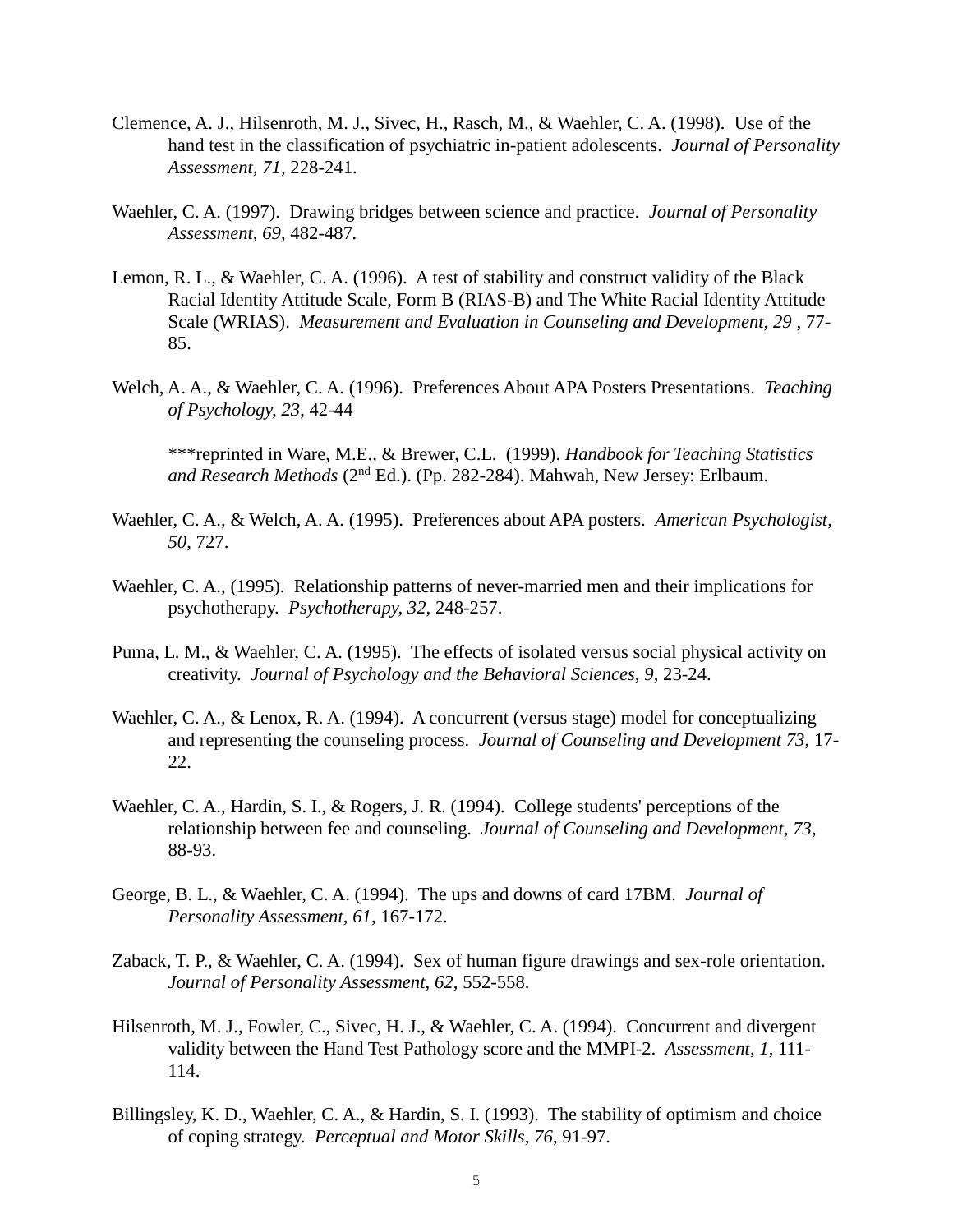Clemence, A. J., Hilsenroth, M. J., Sivec, H., Rasch, M., & Waehler, C. A. (1998). Use of the hand test in the classification of psychiatric in-patient adolescents. *Journal of Personality Assessment, 71*, 228-241.

Waehler, C. A. (1997). Drawing bridges between science and practice. *Journal of Personality Assessment, 69*, 482-487.

Lemon, R. L., & Waehler, C. A. (1996). A test of stability and construct validity of the Black Racial Identity Attitude Scale, Form B (RIAS-B) and The White Racial Identity Attitude Scale (WRIAS). *Measurement and Evaluation in Counseling and Development, 29* , 77-85.

Welch, A. A., & Waehler, C. A. (1996). Preferences About APA Posters Presentations. *Teaching of Psychology, 23*, 42-44

***reprinted in Ware, M.E., & Brewer, C.L. (1999). *Handbook for Teaching Statistics and Research Methods* (2nd Ed.). (Pp. 282-284). Mahwah, New Jersey: Erlbaum.

Waehler, C. A., & Welch, A. A. (1995). Preferences about APA posters. *American Psychologist, 50*, 727.

Waehler, C. A., (1995). Relationship patterns of never-married men and their implications for psychotherapy. *Psychotherapy, 32*, 248-257.

Puma, L. M., & Waehler, C. A. (1995). The effects of isolated versus social physical activity on creativity. *Journal of Psychology and the Behavioral Sciences, 9*, 23-24.

Waehler, C. A., & Lenox, R. A. (1994). A concurrent (versus stage) model for conceptualizing and representing the counseling process. *Journal of Counseling and Development 73*, 17-22.

Waehler, C. A., Hardin, S. I., & Rogers, J. R. (1994). College students' perceptions of the relationship between fee and counseling. *Journal of Counseling and Development*, *73*, 88-93.

George, B. L., & Waehler, C. A. (1994). The ups and downs of card 17BM. *Journal of Personality Assessment, 61*, 167-172.

Zaback, T. P., & Waehler, C. A. (1994). Sex of human figure drawings and sex-role orientation. *Journal of Personality Assessment, 62*, 552-558.

Hilsenroth, M. J., Fowler, C., Sivec, H. J., & Waehler, C. A. (1994). Concurrent and divergent validity between the Hand Test Pathology score and the MMPI-2. *Assessment, 1*, 111-114.

Billingsley, K. D., Waehler, C. A., & Hardin, S. I. (1993). The stability of optimism and choice of coping strategy. *Perceptual and Motor Skills, 76*, 91-97.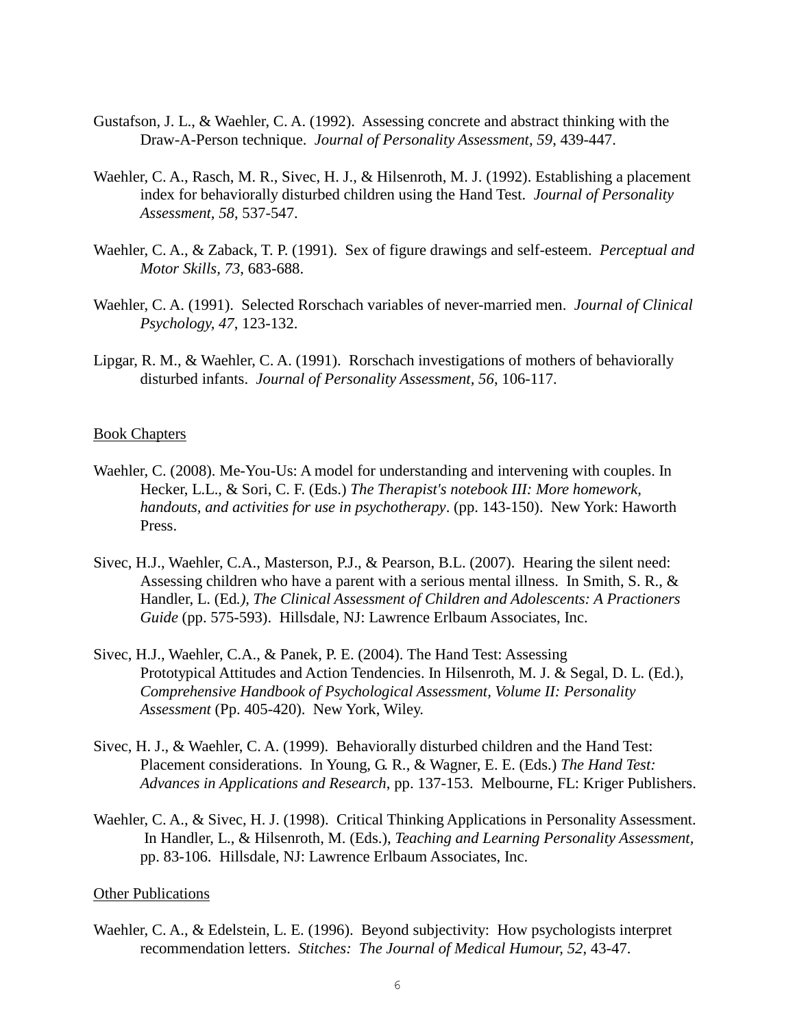Gustafson, J. L., & Waehler, C. A. (1992). Assessing concrete and abstract thinking with the Draw-A-Person technique. *Journal of Personality Assessment, 59*, 439-447.

Waehler, C. A., Rasch, M. R., Sivec, H. J., & Hilsenroth, M. J. (1992). Establishing a placement index for behaviorally disturbed children using the Hand Test. *Journal of Personality Assessment, 58*, 537-547.

Waehler, C. A., & Zaback, T. P. (1991). Sex of figure drawings and self-esteem. *Perceptual and Motor Skills, 73*, 683-688.

Waehler, C. A. (1991). Selected Rorschach variables of never-married men. *Journal of Clinical Psychology, 47*, 123-132.

Lipgar, R. M., & Waehler, C. A. (1991). Rorschach investigations of mothers of behaviorally disturbed infants. *Journal of Personality Assessment, 56*, 106-117.

<u>Book Chapters</u>

Waehler, C. (2008). Me-You-Us: A model for understanding and intervening with couples. In Hecker, L.L., & Sori, C. F. (Eds.) *The Therapist's notebook III: More homework, handouts, and activities for use in psychotherapy*. (pp. 143-150). New York: Haworth Press.

Sivec, H.J., Waehler, C.A., Masterson, P.J., & Pearson, B.L. (2007). Hearing the silent need: Assessing children who have a parent with a serious mental illness. In Smith, S. R., & Handler, L. (Ed*.), The Clinical Assessment of Children and Adolescents: A Practioners Guide* (pp. 575-593). Hillsdale, NJ: Lawrence Erlbaum Associates, Inc.

Sivec, H.J., Waehler, C.A., & Panek, P. E. (2004). The Hand Test: Assessing Prototypical Attitudes and Action Tendencies. In Hilsenroth, M. J. & Segal, D. L. (Ed.), *Comprehensive Handbook of Psychological Assessment, Volume II: Personality Assessment* (Pp. 405-420). New York, Wiley.

Sivec, H. J., & Waehler, C. A. (1999). Behaviorally disturbed children and the Hand Test: Placement considerations. In Young, G. R., & Wagner, E. E. (Eds.) *The Hand Test: Advances in Applications and Research*, pp. 137-153. Melbourne, FL: Kriger Publishers.

Waehler, C. A., & Sivec, H. J. (1998). Critical Thinking Applications in Personality Assessment. In Handler, L., & Hilsenroth, M. (Eds.), *Teaching and Learning Personality Assessment,* pp. 83-106. Hillsdale, NJ: Lawrence Erlbaum Associates, Inc.

<u>Other Publications</u>

Waehler, C. A., & Edelstein, L. E. (1996). Beyond subjectivity: How psychologists interpret recommendation letters. *Stitches: The Journal of Medical Humour, 52*, 43-47.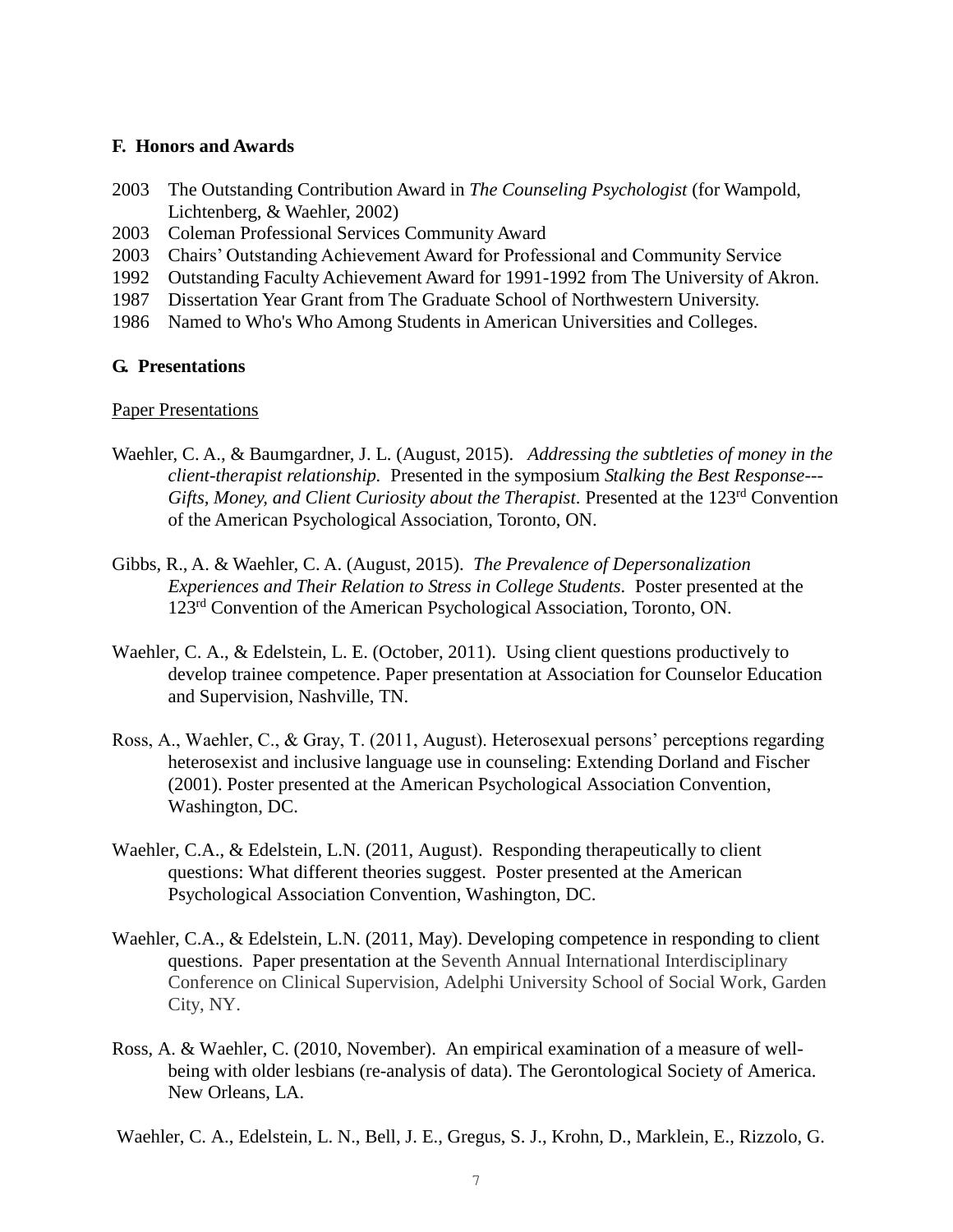## F. Honors and Awards

2003 The Outstanding Contribution Award in *The Counseling Psychologist* (for Wampold, Lichtenberg, & Waehler, 2002)
2003 Coleman Professional Services Community Award
2003 Chairs' Outstanding Achievement Award for Professional and Community Service
1992 Outstanding Faculty Achievement Award for 1991-1992 from The University of Akron.
1987 Dissertation Year Grant from The Graduate School of Northwestern University.
1986 Named to Who's Who Among Students in American Universities and Colleges.

## G. Presentations

<u>Paper Presentations</u>

Waehler, C. A., & Baumgardner, J. L. (August, 2015). *Addressing the subtleties of money in the client-therapist relationship.* Presented in the symposium *Stalking the Best Response---Gifts, Money, and Client Curiosity about the Therapist.* Presented at the 123rd Convention of the American Psychological Association, Toronto, ON.

Gibbs, R., A. & Waehler, C. A. (August, 2015). *The Prevalence of Depersonalization Experiences and Their Relation to Stress in College Students.* Poster presented at the 123rd Convention of the American Psychological Association, Toronto, ON.

Waehler, C. A., & Edelstein, L. E. (October, 2011). Using client questions productively to develop trainee competence. Paper presentation at Association for Counselor Education and Supervision, Nashville, TN.

Ross, A., Waehler, C., & Gray, T. (2011, August). Heterosexual persons' perceptions regarding heterosexist and inclusive language use in counseling: Extending Dorland and Fischer (2001). Poster presented at the American Psychological Association Convention, Washington, DC.

Waehler, C.A., & Edelstein, L.N. (2011, August). Responding therapeutically to client questions: What different theories suggest. Poster presented at the American Psychological Association Convention, Washington, DC.

Waehler, C.A., & Edelstein, L.N. (2011, May). Developing competence in responding to client questions. Paper presentation at the Seventh Annual International Interdisciplinary Conference on Clinical Supervision, Adelphi University School of Social Work, Garden City, NY.

Ross, A. & Waehler, C. (2010, November). An empirical examination of a measure of well-being with older lesbians (re-analysis of data). The Gerontological Society of America. New Orleans, LA.

Waehler, C. A., Edelstein, L. N., Bell, J. E., Gregus, S. J., Krohn, D., Marklein, E., Rizzolo, G.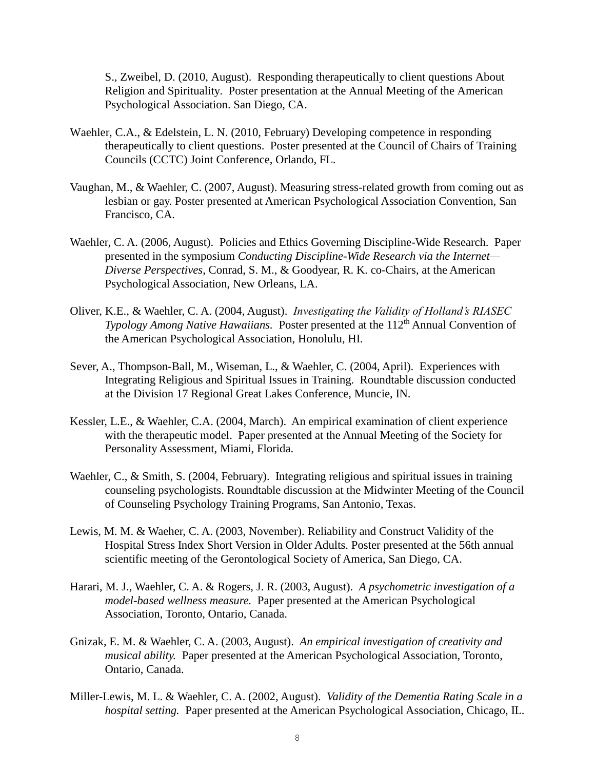S., Zweibel, D. (2010, August). Responding therapeutically to client questions About Religion and Spirituality. Poster presentation at the Annual Meeting of the American Psychological Association. San Diego, CA.

Waehler, C.A., & Edelstein, L. N. (2010, February) Developing competence in responding therapeutically to client questions. Poster presented at the Council of Chairs of Training Councils (CCTC) Joint Conference, Orlando, FL.

Vaughan, M., & Waehler, C. (2007, August). Measuring stress-related growth from coming out as lesbian or gay. Poster presented at American Psychological Association Convention, San Francisco, CA.

Waehler, C. A. (2006, August). Policies and Ethics Governing Discipline-Wide Research. Paper presented in the symposium *Conducting Discipline-Wide Research via the Internet—Diverse Perspectives*, Conrad, S. M., & Goodyear, R. K. co-Chairs, at the American Psychological Association, New Orleans, LA.

Oliver, K.E., & Waehler, C. A. (2004, August). *Investigating the Validity of Holland's RIASEC Typology Among Native Hawaiians.* Poster presented at the 112th Annual Convention of the American Psychological Association, Honolulu, HI.

Sever, A., Thompson-Ball, M., Wiseman, L., & Waehler, C. (2004, April). Experiences with Integrating Religious and Spiritual Issues in Training. Roundtable discussion conducted at the Division 17 Regional Great Lakes Conference, Muncie, IN.

Kessler, L.E., & Waehler, C.A. (2004, March). An empirical examination of client experience with the therapeutic model. Paper presented at the Annual Meeting of the Society for Personality Assessment, Miami, Florida.

Waehler, C., & Smith, S. (2004, February). Integrating religious and spiritual issues in training counseling psychologists. Roundtable discussion at the Midwinter Meeting of the Council of Counseling Psychology Training Programs, San Antonio, Texas.

Lewis, M. M. & Waeher, C. A. (2003, November). Reliability and Construct Validity of the Hospital Stress Index Short Version in Older Adults. Poster presented at the 56th annual scientific meeting of the Gerontological Society of America, San Diego, CA.

Harari, M. J., Waehler, C. A. & Rogers, J. R. (2003, August). *A psychometric investigation of a model-based wellness measure.* Paper presented at the American Psychological Association, Toronto, Ontario, Canada.

Gnizak, E. M. & Waehler, C. A. (2003, August). *An empirical investigation of creativity and musical ability.* Paper presented at the American Psychological Association, Toronto, Ontario, Canada.

Miller-Lewis, M. L. & Waehler, C. A. (2002, August). *Validity of the Dementia Rating Scale in a hospital setting.* Paper presented at the American Psychological Association, Chicago, IL.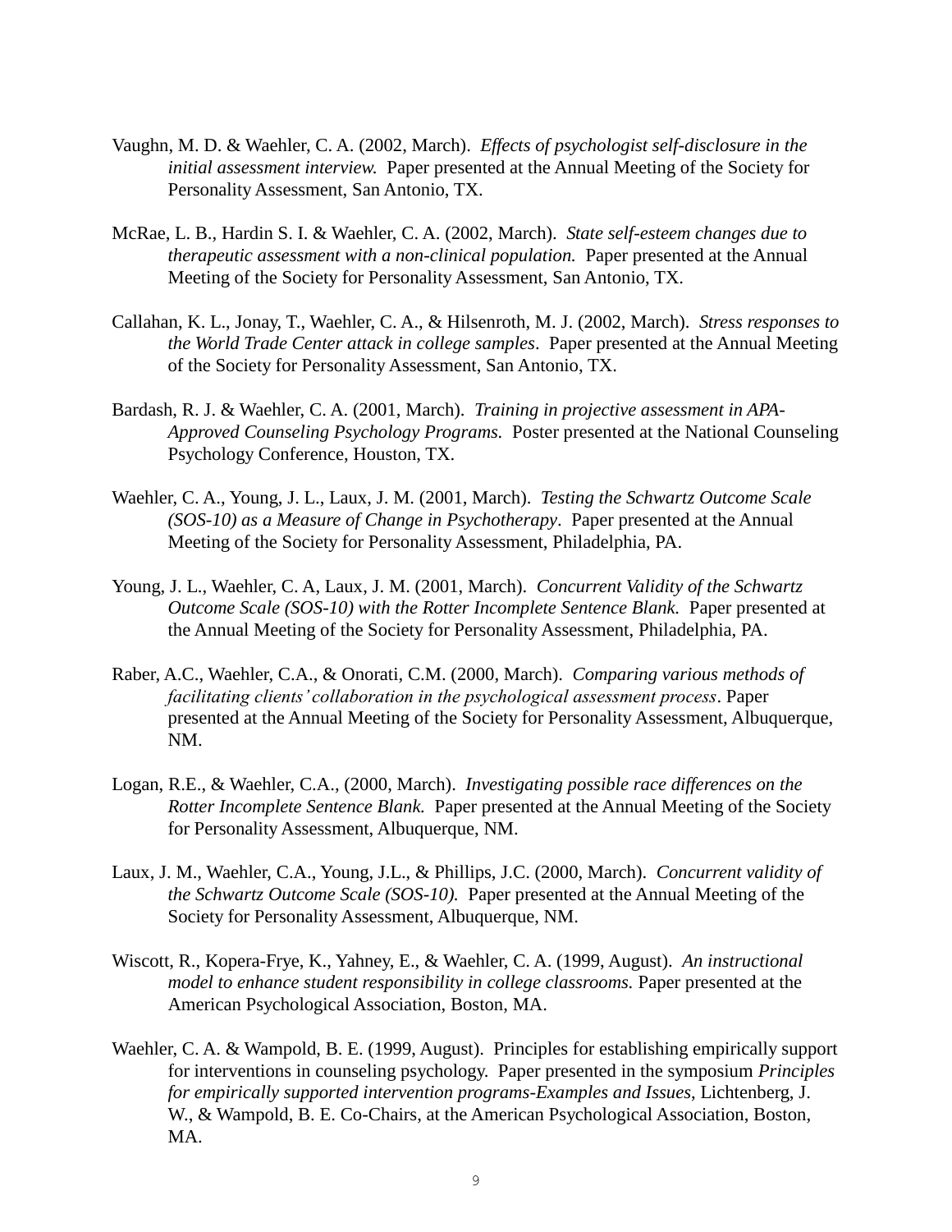Vaughn, M. D. & Waehler, C. A. (2002, March). *Effects of psychologist self-disclosure in the initial assessment interview.* Paper presented at the Annual Meeting of the Society for Personality Assessment, San Antonio, TX.

McRae, L. B., Hardin S. I. & Waehler, C. A. (2002, March). *State self-esteem changes due to therapeutic assessment with a non-clinical population.* Paper presented at the Annual Meeting of the Society for Personality Assessment, San Antonio, TX.

Callahan, K. L., Jonay, T., Waehler, C. A., & Hilsenroth, M. J. (2002, March). *Stress responses to the World Trade Center attack in college samples*. Paper presented at the Annual Meeting of the Society for Personality Assessment, San Antonio, TX.

Bardash, R. J. & Waehler, C. A. (2001, March). *Training in projective assessment in APA-Approved Counseling Psychology Programs.* Poster presented at the National Counseling Psychology Conference, Houston, TX.

Waehler, C. A., Young, J. L., Laux, J. M. (2001, March). *Testing the Schwartz Outcome Scale (SOS-10) as a Measure of Change in Psychotherapy*. Paper presented at the Annual Meeting of the Society for Personality Assessment, Philadelphia, PA.

Young, J. L., Waehler, C. A, Laux, J. M. (2001, March). *Concurrent Validity of the Schwartz Outcome Scale (SOS-10) with the Rotter Incomplete Sentence Blank.* Paper presented at the Annual Meeting of the Society for Personality Assessment, Philadelphia, PA.

Raber, A.C., Waehler, C.A., & Onorati, C.M. (2000, March). *Comparing various methods of facilitating clients' collaboration in the psychological assessment process*. Paper presented at the Annual Meeting of the Society for Personality Assessment, Albuquerque, NM.

Logan, R.E., & Waehler, C.A., (2000, March). *Investigating possible race differences on the Rotter Incomplete Sentence Blank.* Paper presented at the Annual Meeting of the Society for Personality Assessment, Albuquerque, NM.

Laux, J. M., Waehler, C.A., Young, J.L., & Phillips, J.C. (2000, March). *Concurrent validity of the Schwartz Outcome Scale (SOS-10).* Paper presented at the Annual Meeting of the Society for Personality Assessment, Albuquerque, NM.

Wiscott, R., Kopera-Frye, K., Yahney, E., & Waehler, C. A. (1999, August). *An instructional model to enhance student responsibility in college classrooms.* Paper presented at the American Psychological Association, Boston, MA.

Waehler, C. A. & Wampold, B. E. (1999, August). Principles for establishing empirically support for interventions in counseling psychology. Paper presented in the symposium *Principles for empirically supported intervention programs-Examples and Issues*, Lichtenberg, J. W., & Wampold, B. E. Co-Chairs, at the American Psychological Association, Boston, MA.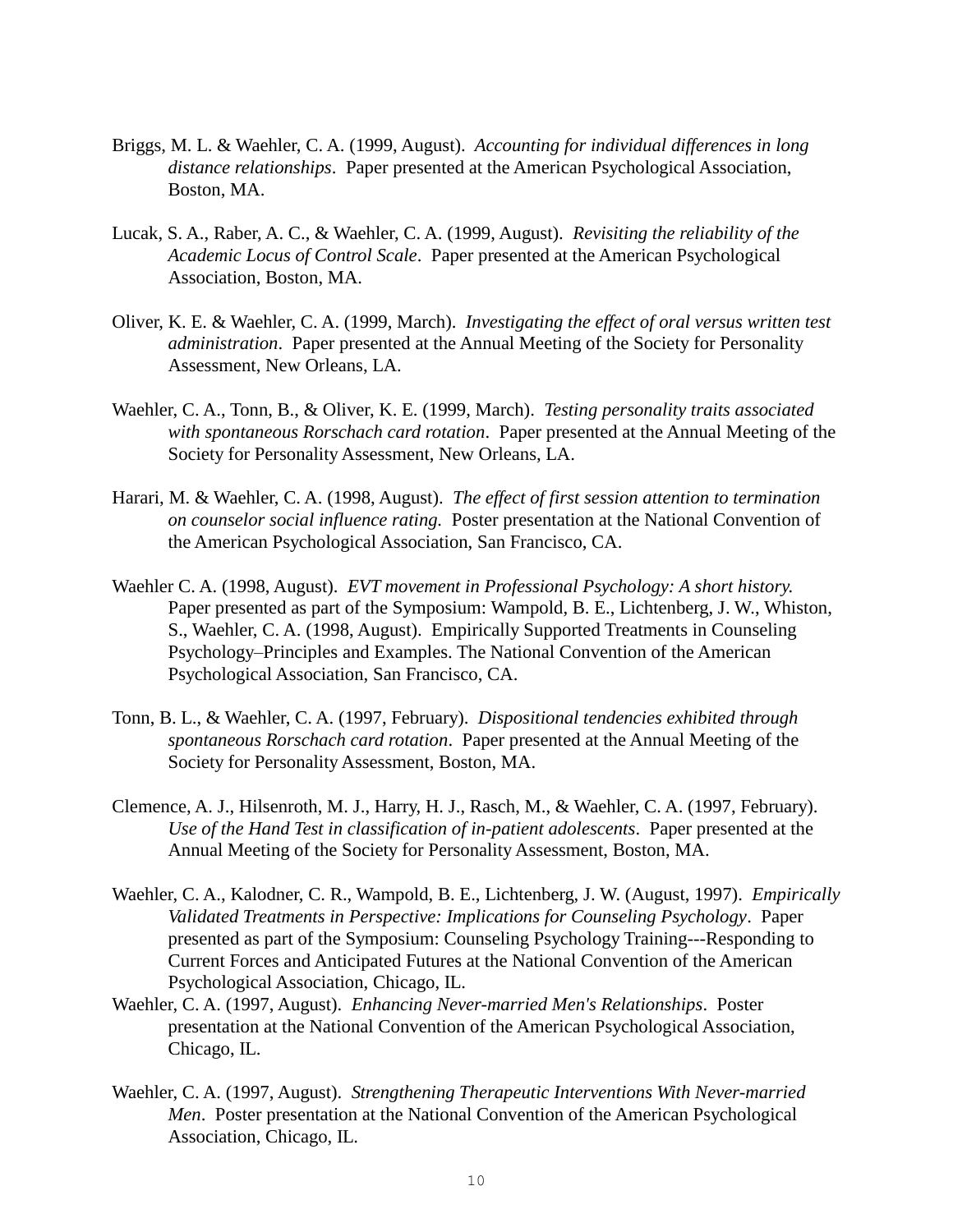Briggs, M. L. & Waehler, C. A. (1999, August). *Accounting for individual differences in long distance relationships*. Paper presented at the American Psychological Association, Boston, MA.

Lucak, S. A., Raber, A. C., & Waehler, C. A. (1999, August). *Revisiting the reliability of the Academic Locus of Control Scale*. Paper presented at the American Psychological Association, Boston, MA.

Oliver, K. E. & Waehler, C. A. (1999, March). *Investigating the effect of oral versus written test administration*. Paper presented at the Annual Meeting of the Society for Personality Assessment, New Orleans, LA.

Waehler, C. A., Tonn, B., & Oliver, K. E. (1999, March). *Testing personality traits associated with spontaneous Rorschach card rotation*. Paper presented at the Annual Meeting of the Society for Personality Assessment, New Orleans, LA.

Harari, M. & Waehler, C. A. (1998, August). *The effect of first session attention to termination on counselor social influence rating.* Poster presentation at the National Convention of the American Psychological Association, San Francisco, CA.

Waehler C. A. (1998, August). *EVT movement in Professional Psychology: A short history.* Paper presented as part of the Symposium: Wampold, B. E., Lichtenberg, J. W., Whiston, S., Waehler, C. A. (1998, August). Empirically Supported Treatments in Counseling Psychology–Principles and Examples. The National Convention of the American Psychological Association, San Francisco, CA.

Tonn, B. L., & Waehler, C. A. (1997, February). *Dispositional tendencies exhibited through spontaneous Rorschach card rotation*. Paper presented at the Annual Meeting of the Society for Personality Assessment, Boston, MA.

Clemence, A. J., Hilsenroth, M. J., Harry, H. J., Rasch, M., & Waehler, C. A. (1997, February). *Use of the Hand Test in classification of in-patient adolescents*. Paper presented at the Annual Meeting of the Society for Personality Assessment, Boston, MA.

Waehler, C. A., Kalodner, C. R., Wampold, B. E., Lichtenberg, J. W. (August, 1997). *Empirically Validated Treatments in Perspective: Implications for Counseling Psychology*. Paper presented as part of the Symposium: Counseling Psychology Training---Responding to Current Forces and Anticipated Futures at the National Convention of the American Psychological Association, Chicago, IL.

Waehler, C. A. (1997, August). *Enhancing Never-married Men's Relationships*. Poster presentation at the National Convention of the American Psychological Association, Chicago, IL.

Waehler, C. A. (1997, August). *Strengthening Therapeutic Interventions With Never-married Men*. Poster presentation at the National Convention of the American Psychological Association, Chicago, IL.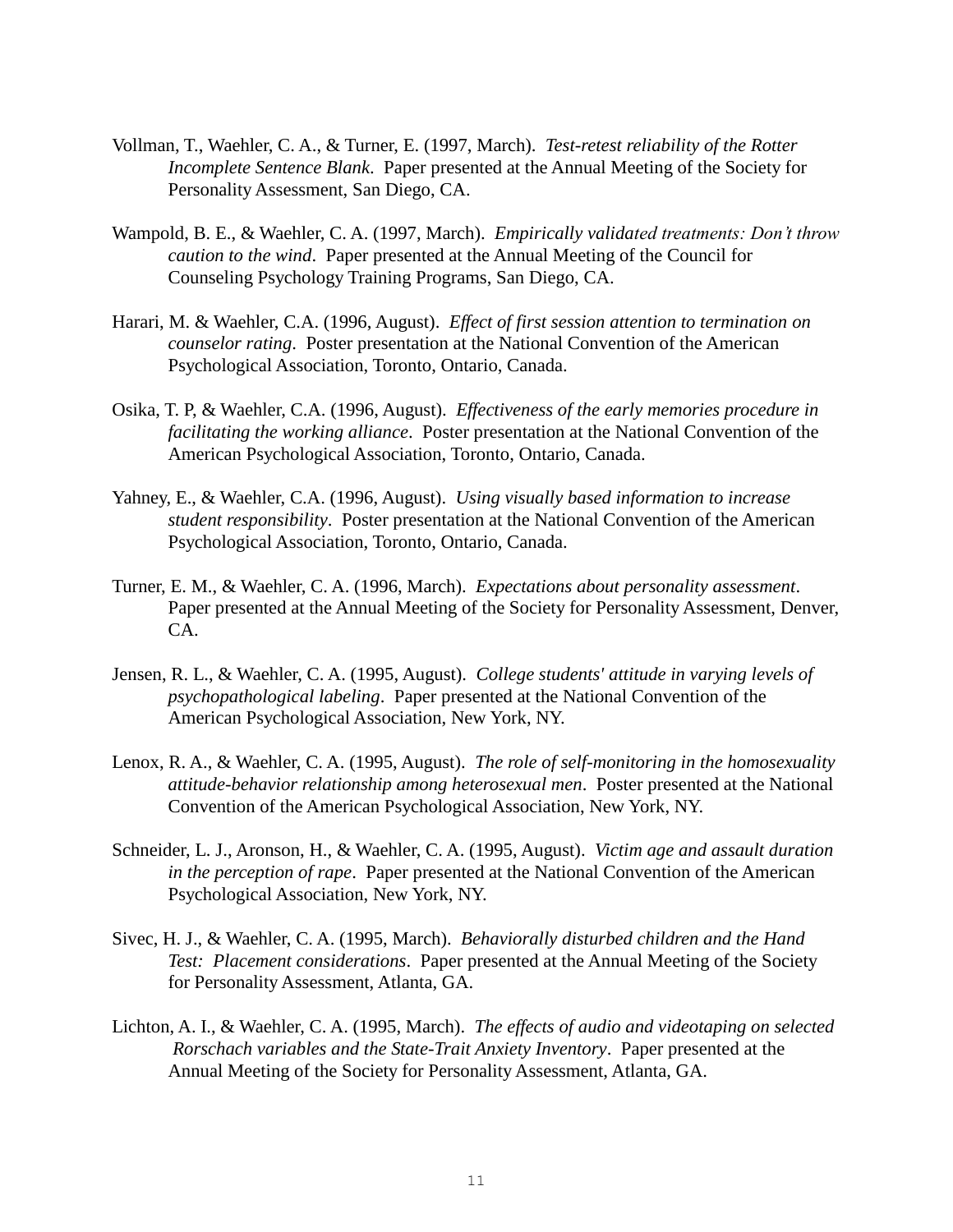Vollman, T., Waehler, C. A., & Turner, E. (1997, March). *Test-retest reliability of the Rotter Incomplete Sentence Blank*. Paper presented at the Annual Meeting of the Society for Personality Assessment, San Diego, CA.

Wampold, B. E., & Waehler, C. A. (1997, March). *Empirically validated treatments: Don't throw caution to the wind*. Paper presented at the Annual Meeting of the Council for Counseling Psychology Training Programs, San Diego, CA.

Harari, M. & Waehler, C.A. (1996, August). *Effect of first session attention to termination on counselor rating*. Poster presentation at the National Convention of the American Psychological Association, Toronto, Ontario, Canada.

Osika, T. P, & Waehler, C.A. (1996, August). *Effectiveness of the early memories procedure in facilitating the working alliance*. Poster presentation at the National Convention of the American Psychological Association, Toronto, Ontario, Canada.

Yahney, E., & Waehler, C.A. (1996, August). *Using visually based information to increase student responsibility*. Poster presentation at the National Convention of the American Psychological Association, Toronto, Ontario, Canada.

Turner, E. M., & Waehler, C. A. (1996, March). *Expectations about personality assessment*. Paper presented at the Annual Meeting of the Society for Personality Assessment, Denver, CA.

Jensen, R. L., & Waehler, C. A. (1995, August). *College students' attitude in varying levels of psychopathological labeling*. Paper presented at the National Convention of the American Psychological Association, New York, NY.

Lenox, R. A., & Waehler, C. A. (1995, August). *The role of self-monitoring in the homosexuality attitude-behavior relationship among heterosexual men*. Poster presented at the National Convention of the American Psychological Association, New York, NY.

Schneider, L. J., Aronson, H., & Waehler, C. A. (1995, August). *Victim age and assault duration in the perception of rape*. Paper presented at the National Convention of the American Psychological Association, New York, NY.

Sivec, H. J., & Waehler, C. A. (1995, March). *Behaviorally disturbed children and the Hand Test: Placement considerations*. Paper presented at the Annual Meeting of the Society for Personality Assessment, Atlanta, GA.

Lichton, A. I., & Waehler, C. A. (1995, March). *The effects of audio and videotaping on selected Rorschach variables and the State-Trait Anxiety Inventory*. Paper presented at the Annual Meeting of the Society for Personality Assessment, Atlanta, GA.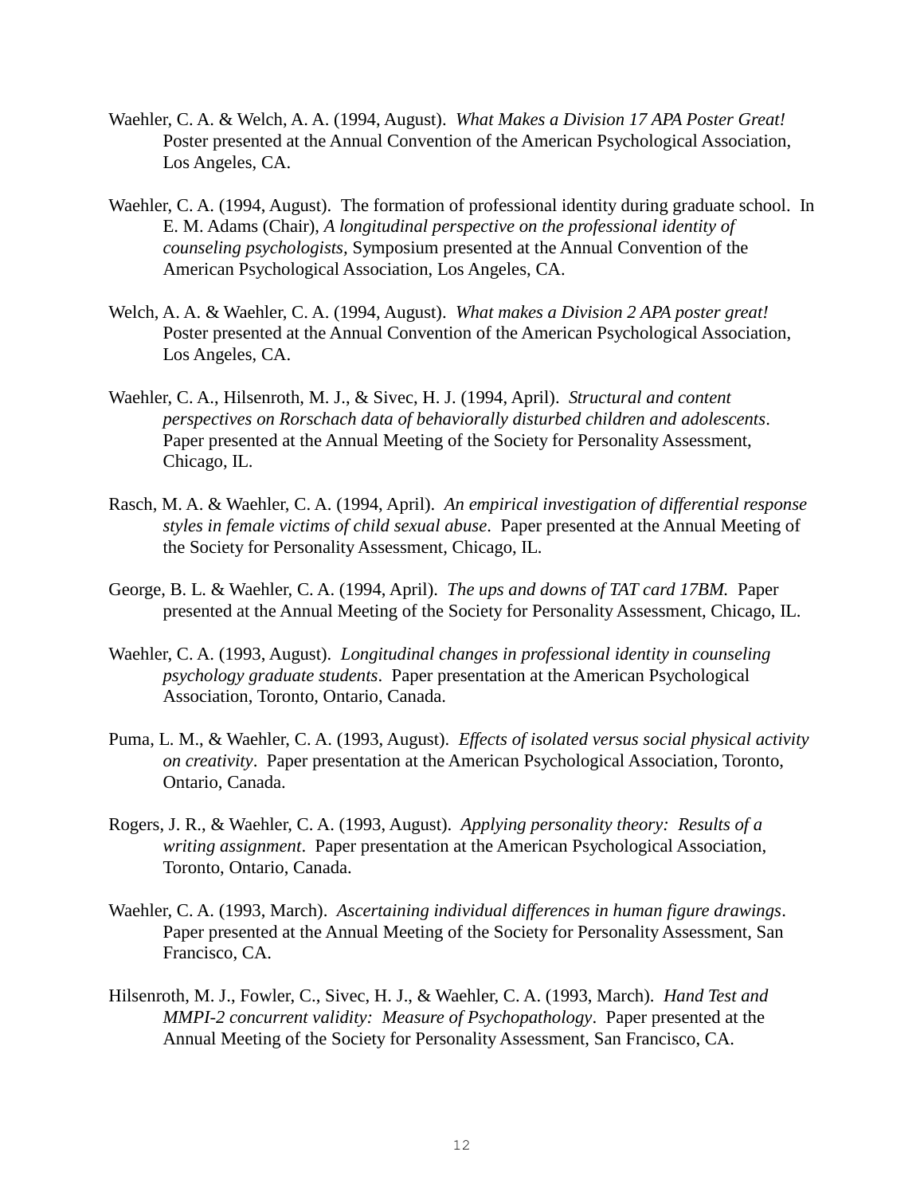Waehler, C. A. & Welch, A. A. (1994, August). *What Makes a Division 17 APA Poster Great!* Poster presented at the Annual Convention of the American Psychological Association, Los Angeles, CA.

Waehler, C. A. (1994, August). The formation of professional identity during graduate school. In E. M. Adams (Chair), *A longitudinal perspective on the professional identity of counseling psychologists*, Symposium presented at the Annual Convention of the American Psychological Association, Los Angeles, CA.

Welch, A. A. & Waehler, C. A. (1994, August). *What makes a Division 2 APA poster great!* Poster presented at the Annual Convention of the American Psychological Association, Los Angeles, CA.

Waehler, C. A., Hilsenroth, M. J., & Sivec, H. J. (1994, April). *Structural and content perspectives on Rorschach data of behaviorally disturbed children and adolescents*. Paper presented at the Annual Meeting of the Society for Personality Assessment, Chicago, IL.

Rasch, M. A. & Waehler, C. A. (1994, April). *An empirical investigation of differential response styles in female victims of child sexual abuse*. Paper presented at the Annual Meeting of the Society for Personality Assessment, Chicago, IL.

George, B. L. & Waehler, C. A. (1994, April). *The ups and downs of TAT card 17BM.* Paper presented at the Annual Meeting of the Society for Personality Assessment, Chicago, IL.

Waehler, C. A. (1993, August). *Longitudinal changes in professional identity in counseling psychology graduate students*. Paper presentation at the American Psychological Association, Toronto, Ontario, Canada.

Puma, L. M., & Waehler, C. A. (1993, August). *Effects of isolated versus social physical activity on creativity*. Paper presentation at the American Psychological Association, Toronto, Ontario, Canada.

Rogers, J. R., & Waehler, C. A. (1993, August). *Applying personality theory: Results of a writing assignment*. Paper presentation at the American Psychological Association, Toronto, Ontario, Canada.

Waehler, C. A. (1993, March). *Ascertaining individual differences in human figure drawings*. Paper presented at the Annual Meeting of the Society for Personality Assessment, San Francisco, CA.

Hilsenroth, M. J., Fowler, C., Sivec, H. J., & Waehler, C. A. (1993, March). *Hand Test and MMPI-2 concurrent validity: Measure of Psychopathology*. Paper presented at the Annual Meeting of the Society for Personality Assessment, San Francisco, CA.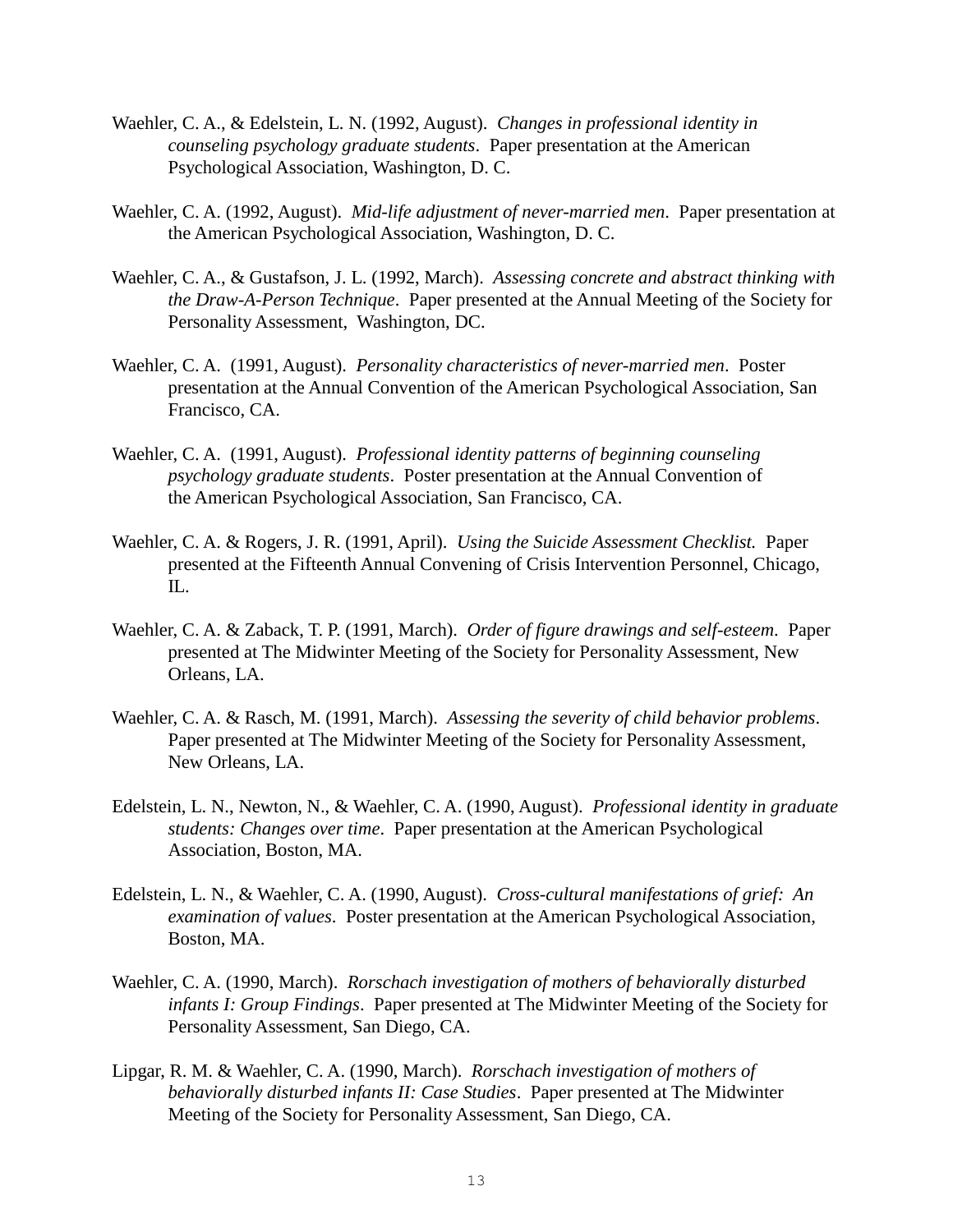Waehler, C. A., & Edelstein, L. N. (1992, August). *Changes in professional identity in counseling psychology graduate students*. Paper presentation at the American Psychological Association, Washington, D. C.

Waehler, C. A. (1992, August). *Mid-life adjustment of never-married men*. Paper presentation at the American Psychological Association, Washington, D. C.

Waehler, C. A., & Gustafson, J. L. (1992, March). *Assessing concrete and abstract thinking with the Draw-A-Person Technique*. Paper presented at the Annual Meeting of the Society for Personality Assessment, Washington, DC.

Waehler, C. A. (1991, August). *Personality characteristics of never-married men*. Poster presentation at the Annual Convention of the American Psychological Association, San Francisco, CA.

Waehler, C. A. (1991, August). *Professional identity patterns of beginning counseling psychology graduate students*. Poster presentation at the Annual Convention of the American Psychological Association, San Francisco, CA.

Waehler, C. A. & Rogers, J. R. (1991, April). *Using the Suicide Assessment Checklist.* Paper presented at the Fifteenth Annual Convening of Crisis Intervention Personnel, Chicago, IL.

Waehler, C. A. & Zaback, T. P. (1991, March). *Order of figure drawings and self-esteem*. Paper presented at The Midwinter Meeting of the Society for Personality Assessment, New Orleans, LA.

Waehler, C. A. & Rasch, M. (1991, March). *Assessing the severity of child behavior problems*. Paper presented at The Midwinter Meeting of the Society for Personality Assessment, New Orleans, LA.

Edelstein, L. N., Newton, N., & Waehler, C. A. (1990, August). *Professional identity in graduate students: Changes over time*. Paper presentation at the American Psychological Association, Boston, MA.

Edelstein, L. N., & Waehler, C. A. (1990, August). *Cross-cultural manifestations of grief: An examination of values*. Poster presentation at the American Psychological Association, Boston, MA.

Waehler, C. A. (1990, March). *Rorschach investigation of mothers of behaviorally disturbed infants I: Group Findings*. Paper presented at The Midwinter Meeting of the Society for Personality Assessment, San Diego, CA.

Lipgar, R. M. & Waehler, C. A. (1990, March). *Rorschach investigation of mothers of behaviorally disturbed infants II: Case Studies*. Paper presented at The Midwinter Meeting of the Society for Personality Assessment, San Diego, CA.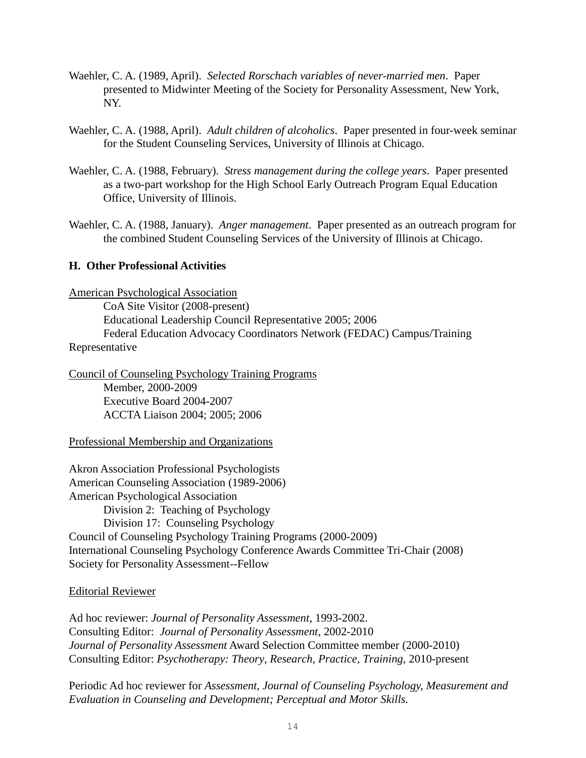Waehler, C. A. (1989, April). *Selected Rorschach variables of never-married men*. Paper presented to Midwinter Meeting of the Society for Personality Assessment, New York, NY.

Waehler, C. A. (1988, April). *Adult children of alcoholics*. Paper presented in four-week seminar for the Student Counseling Services, University of Illinois at Chicago.

Waehler, C. A. (1988, February). *Stress management during the college years*. Paper presented as a two-part workshop for the High School Early Outreach Program Equal Education Office, University of Illinois.

Waehler, C. A. (1988, January). *Anger management*. Paper presented as an outreach program for the combined Student Counseling Services of the University of Illinois at Chicago.

**H. Other Professional Activities**

American Psychological Association

CoA Site Visitor (2008-present)
Educational Leadership Council Representative 2005; 2006
Federal Education Advocacy Coordinators Network (FEDAC) Campus/Training Representative

Council of Counseling Psychology Training Programs

Member, 2000-2009
Executive Board 2004-2007
ACCTA Liaison 2004; 2005; 2006

Professional Membership and Organizations

Akron Association Professional Psychologists
American Counseling Association (1989-2006)
American Psychological Association
Division 2: Teaching of Psychology
Division 17: Counseling Psychology
Council of Counseling Psychology Training Programs (2000-2009)
International Counseling Psychology Conference Awards Committee Tri-Chair (2008)
Society for Personality Assessment--Fellow

Editorial Reviewer

Ad hoc reviewer: *Journal of Personality Assessment*, 1993-2002.
Consulting Editor: *Journal of Personality Assessment*, 2002-2010
*Journal of Personality Assessment* Award Selection Committee member (2000-2010)
Consulting Editor: *Psychotherapy: Theory, Research, Practice, Training*, 2010-present

Periodic Ad hoc reviewer for *Assessment, Journal of Counseling Psychology, Measurement and Evaluation in Counseling and Development; Perceptual and Motor Skills.*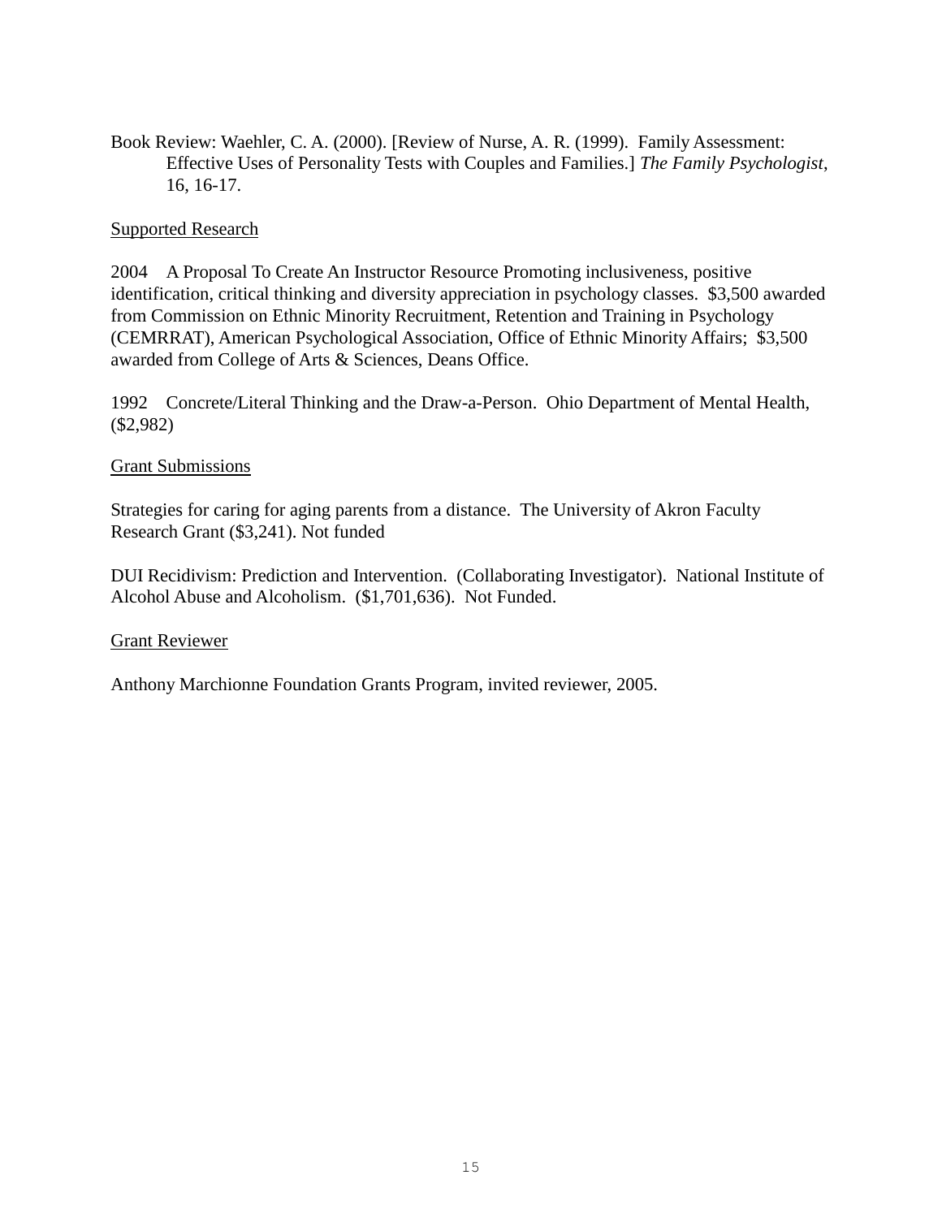Book Review: Waehler, C. A. (2000). [Review of Nurse, A. R. (1999). Family Assessment: Effective Uses of Personality Tests with Couples and Families.] *The Family Psychologist*, 16, 16-17.

<u>Supported Research</u>

2004 A Proposal To Create An Instructor Resource Promoting inclusiveness, positive identification, critical thinking and diversity appreciation in psychology classes. $3,500 awarded from Commission on Ethnic Minority Recruitment, Retention and Training in Psychology (CEMRRAT), American Psychological Association, Office of Ethnic Minority Affairs; $3,500 awarded from College of Arts & Sciences, Deans Office.

1992 Concrete/Literal Thinking and the Draw-a-Person. Ohio Department of Mental Health, ($2,982)

<u>Grant Submissions</u>

Strategies for caring for aging parents from a distance. The University of Akron Faculty Research Grant ($3,241). Not funded

DUI Recidivism: Prediction and Intervention. (Collaborating Investigator). National Institute of Alcohol Abuse and Alcoholism. ($1,701,636). Not Funded.

<u>Grant Reviewer</u>

Anthony Marchionne Foundation Grants Program, invited reviewer, 2005.